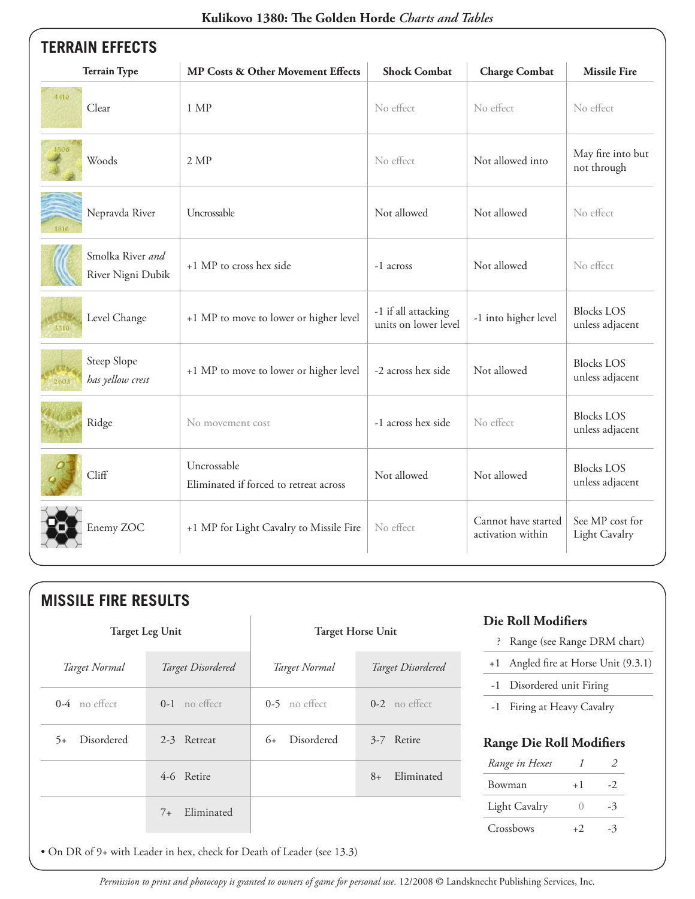# Kulikovo 1380: The Golden Horde *Charts and Tables*

## TERRAIN EFFECTS

| Terrain Type | MP Costs & Other Movement Effects | Shock Combat | Charge Combat | Missile Fire |
|---|---|---|---|---|
| Clear | 1 MP | No effect | No effect | No effect |
| Woods | 2 MP | No effect | Not allowed into | May fire into but not through |
| Nepravda River | Uncrossable | Not allowed | Not allowed | No effect |
| Smolka River *and* River Nigni Dubik | +1 MP to cross hex side | -1 across | Not allowed | No effect |
| Level Change | +1 MP to move to lower or higher level | -1 if all attacking units on lower level | -1 into higher level | Blocks LOS unless adjacent |
| Steep Slope *has yellow crest* | +1 MP to move to lower or higher level | -2 across hex side | Not allowed | Blocks LOS unless adjacent |
| Ridge | No movement cost | -1 across hex side | No effect | Blocks LOS unless adjacent |
| Cliff | Uncrossable<br>Eliminated if forced to retreat across | Not allowed | Not allowed | Blocks LOS unless adjacent |
| Enemy ZOC | +1 MP for Light Cavalry to Missile Fire | No effect | Cannot have started activation within | See MP cost for Light Cavalry |

## MISSILE FIRE RESULTS

| Target Leg Unit | | Target Horse Unit | |
|---|---|---|---|
| *Target Normal* | *Target Disordered* | *Target Normal* | *Target Disordered* |
| 0-4 no effect | 0-1 no effect | 0-5 no effect | 0-2 no effect |
| 5+ Disordered | 2-3 Retreat | 6+ Disordered | 3-7 Retire |
| | 4-6 Retire | | 8+ Eliminated |
| | 7+ Eliminated | | |

• On DR of 9+ with Leader in hex, check for Death of Leader (see 13.3)

### Die Roll Modifiers

| | |
|---|---|
| ? | Range (see Range DRM chart) |
| +1 | Angled fire at Horse Unit (9.3.1) |
| -1 | Disordered unit Firing |
| -1 | Firing at Heavy Cavalry |

### Range Die Roll Modifiers

| *Range in Hexes* | *1* | *2* |
|---|---|---|
| Bowman | +1 | -2 |
| Light Cavalry | 0 | -3 |
| Crossbows | +2 | -3 |

*Permission to print and photocopy is granted to owners of game for personal use.* 12/2008 © Landsknecht Publishing Services, Inc.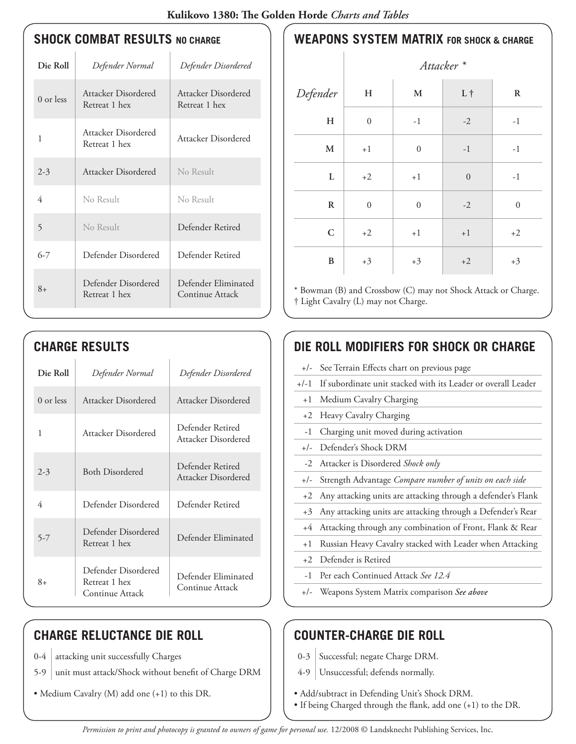# Kulikovo 1380: The Golden Horde *Charts and Tables*

## SHOCK COMBAT RESULTS NO CHARGE

| Die Roll | *Defender Normal* | *Defender Disordered* |
|---|---|---|
| 0 or less | Attacker Disordered Retreat 1 hex | Attacker Disordered Retreat 1 hex |
| 1 | Attacker Disordered Retreat 1 hex | Attacker Disordered |
| 2-3 | Attacker Disordered | No Result |
| 4 | No Result | No Result |
| 5 | No Result | Defender Retired |
| 6-7 | Defender Disordered | Defender Retired |
| 8+ | Defender Disordered Retreat 1 hex | Defender Eliminated Continue Attack |

## CHARGE RESULTS

| Die Roll | *Defender Normal* | *Defender Disordered* |
|---|---|---|
| 0 or less | Attacker Disordered | Attacker Disordered |
| 1 | Attacker Disordered | Defender Retired Attacker Disordered |
| 2-3 | Both Disordered | Defender Retired Attacker Disordered |
| 4 | Defender Disordered | Defender Retired |
| 5-7 | Defender Disordered Retreat 1 hex | Defender Eliminated |
| 8+ | Defender Disordered Retreat 1 hex Continue Attack | Defender Eliminated Continue Attack |

## CHARGE RELUCTANCE DIE ROLL

- 0-4 attacking unit successfully Charges
- 5-9 unit must attack/Shock without benefit of Charge DRM

• Medium Cavalry (M) add one (+1) to this DR.

## WEAPONS SYSTEM MATRIX FOR SHOCK & CHARGE

| *Defender* | *Attacker* * H | M | L † | R |
|---|---|---|---|---|
| H | 0 | -1 | -2 | -1 |
| M | +1 | 0 | -1 | -1 |
| L | +2 | +1 | 0 | -1 |
| R | 0 | 0 | -2 | 0 |
| C | +2 | +1 | +1 | +2 |
| B | +3 | +3 | +2 | +3 |

\* Bowman (B) and Crossbow (C) may not Shock Attack or Charge.
† Light Cavalry (L) may not Charge.

## DIE ROLL MODIFIERS FOR SHOCK OR CHARGE

| | |
|---|---|
| +/- | See Terrain Effects chart on previous page |
| +/-1 | If subordinate unit stacked with its Leader or overall Leader |
| +1 | Medium Cavalry Charging |
| +2 | Heavy Cavalry Charging |
| -1 | Charging unit moved during activation |
| +/- | Defender's Shock DRM |
| -2 | Attacker is Disordered *Shock only* |
| +/- | Strength Advantage *Compare number of units on each side* |
| +2 | Any attacking units are attacking through a defender's Flank |
| +3 | Any attacking units are attacking through a Defender's Rear |
| +4 | Attacking through any combination of Front, Flank & Rear |
| +1 | Russian Heavy Cavalry stacked with Leader when Attacking |
| +2 | Defender is Retired |
| -1 | Per each Continued Attack *See 12.4* |
| +/- | Weapons System Matrix comparison *See above* |

## COUNTER-CHARGE DIE ROLL

- 0-3 Successful; negate Charge DRM.
- 4-9 Unsuccessful; defends normally.

• Add/subtract in Defending Unit's Shock DRM.
• If being Charged through the flank, add one (+1) to the DR.

*Permission to print and photocopy is granted to owners of game for personal use.* 12/2008 © Landsknecht Publishing Services, Inc.